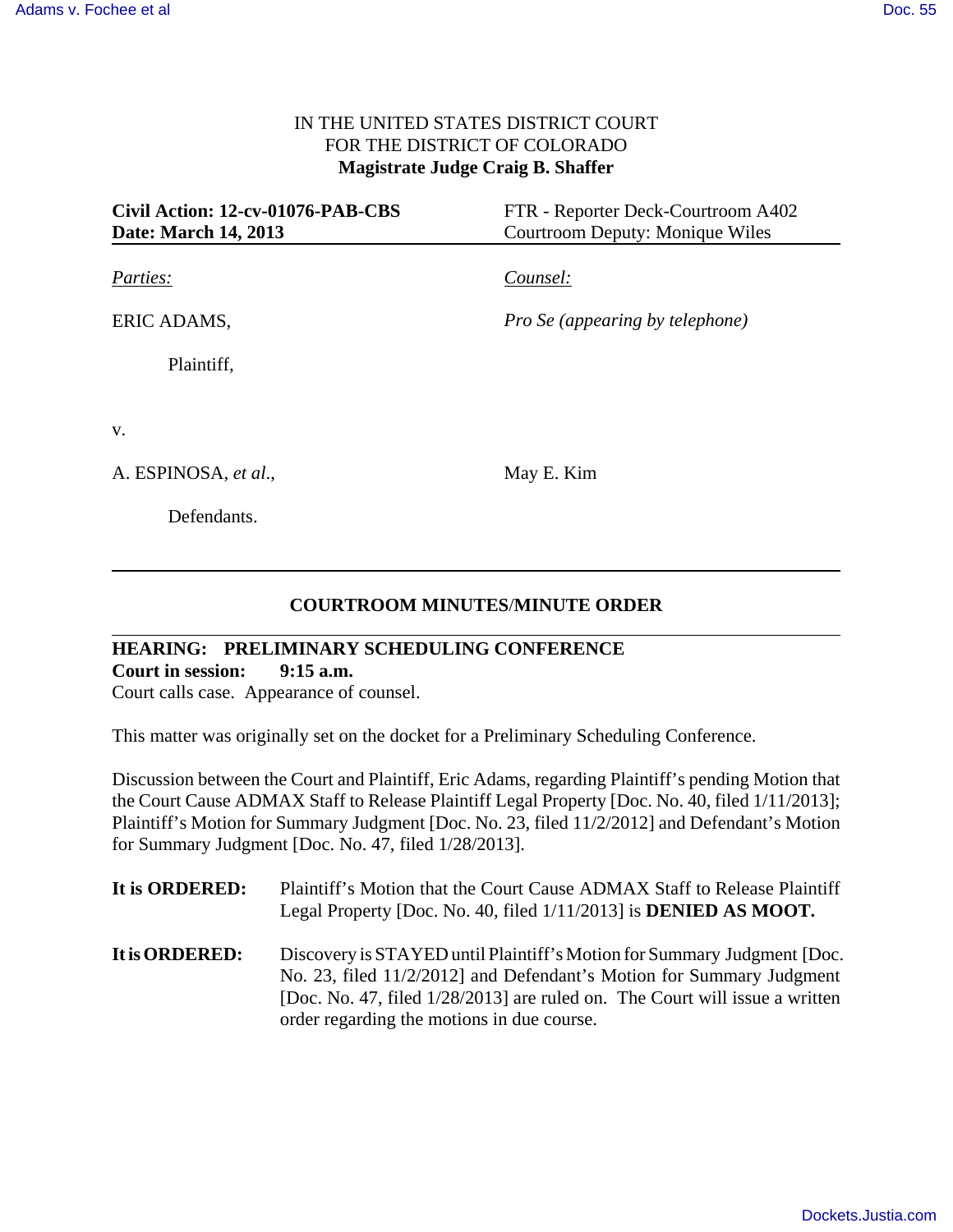IN THE UNITED STATES DISTRICT COURT
FOR THE DISTRICT OF COLORADO
**Magistrate Judge Craig B. Shaffer**

| **Civil Action: 12-cv-01076-PAB-CBS** | FTR - Reporter Deck-Courtroom A402 |
|---|---|
| **Date: March 14, 2013** | Courtroom Deputy: Monique Wiles |

| *Parties:* | *Counsel:* |
|---|---|
| ERIC ADAMS, | *Pro Se (appearing by telephone)* |
| Plaintiff, | |
| v. | |
| A. ESPINOSA, *et al.*, | May E. Kim |
| Defendants. | |

## COURTROOM MINUTES/MINUTE ORDER

**HEARING: PRELIMINARY SCHEDULING CONFERENCE**
**Court in session: 9:15 a.m.**
Court calls case. Appearance of counsel.

This matter was originally set on the docket for a Preliminary Scheduling Conference.

Discussion between the Court and Plaintiff, Eric Adams, regarding Plaintiff's pending Motion that the Court Cause ADMAX Staff to Release Plaintiff Legal Property [Doc. No. 40, filed 1/11/2013]; Plaintiff's Motion for Summary Judgment [Doc. No. 23, filed 11/2/2012] and Defendant's Motion for Summary Judgment [Doc. No. 47, filed 1/28/2013].

**It is ORDERED:** Plaintiff's Motion that the Court Cause ADMAX Staff to Release Plaintiff Legal Property [Doc. No. 40, filed 1/11/2013] is **DENIED AS MOOT.**

**It is ORDERED:** Discovery is STAYED until Plaintiff's Motion for Summary Judgment [Doc. No. 23, filed 11/2/2012] and Defendant's Motion for Summary Judgment [Doc. No. 47, filed 1/28/2013] are ruled on. The Court will issue a written order regarding the motions in due course.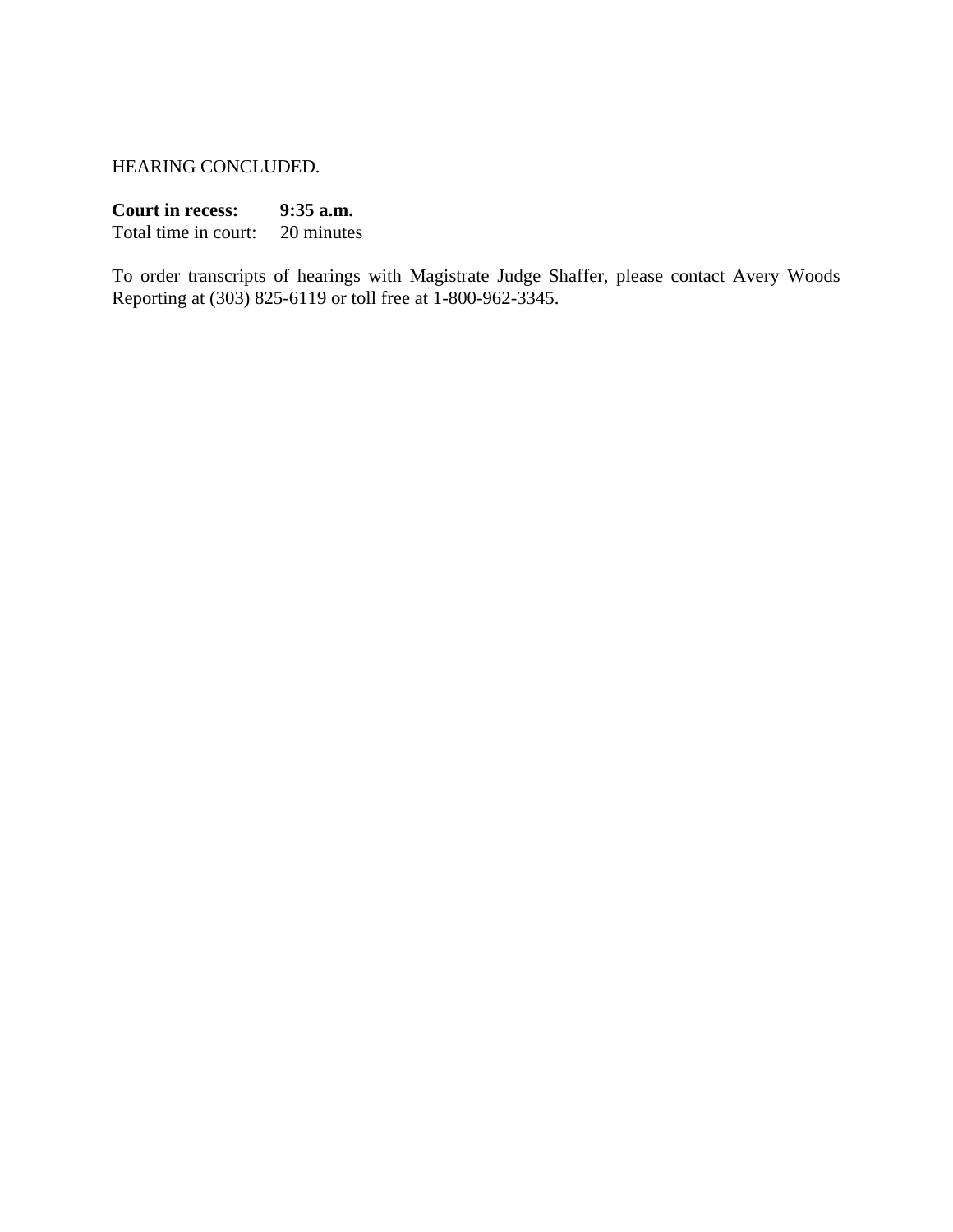HEARING CONCLUDED.

**Court in recess: 9:35 a.m.**
Total time in court: 20 minutes

To order transcripts of hearings with Magistrate Judge Shaffer, please contact Avery Woods Reporting at (303) 825-6119 or toll free at 1-800-962-3345.